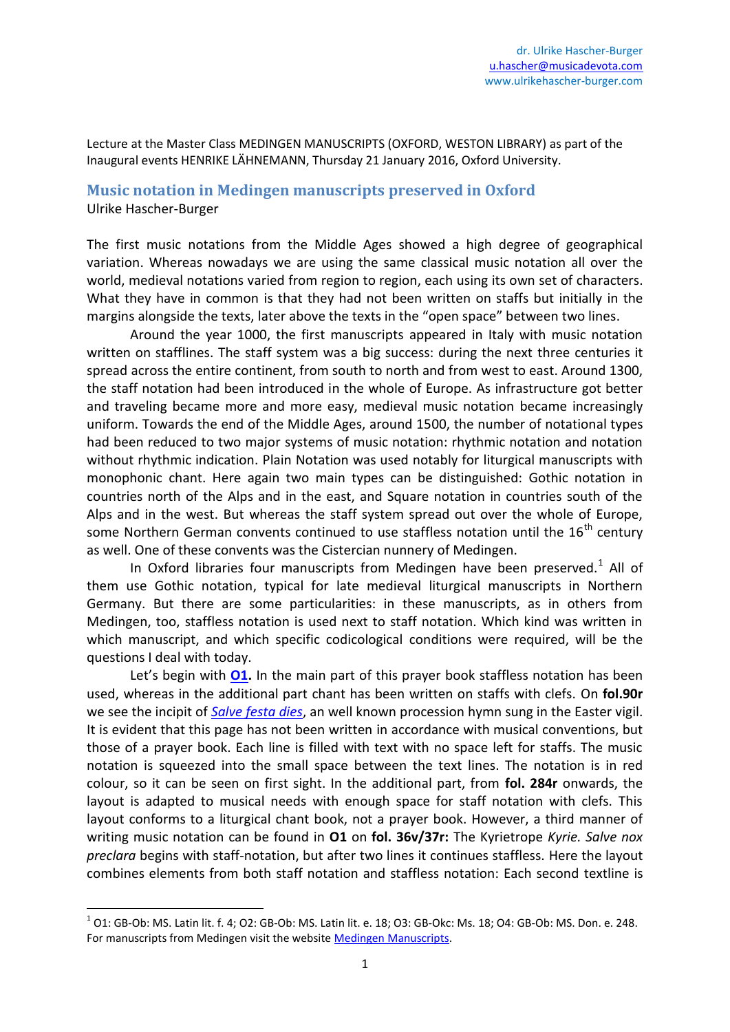dr. Ulrike Hascher-Burger
u.hascher@musicadevota.com
www.ulrikehascher-burger.com

Lecture at the Master Class MEDINGEN MANUSCRIPTS (OXFORD, WESTON LIBRARY) as part of the Inaugural events HENRIKE LÄHNEMANN, Thursday 21 January 2016, Oxford University.

## Music notation in Medingen manuscripts preserved in Oxford

Ulrike Hascher-Burger

The first music notations from the Middle Ages showed a high degree of geographical variation. Whereas nowadays we are using the same classical music notation all over the world, medieval notations varied from region to region, each using its own set of characters. What they have in common is that they had not been written on staffs but initially in the margins alongside the texts, later above the texts in the "open space" between two lines.

Around the year 1000, the first manuscripts appeared in Italy with music notation written on stafflines. The staff system was a big success: during the next three centuries it spread across the entire continent, from south to north and from west to east. Around 1300, the staff notation had been introduced in the whole of Europe. As infrastructure got better and traveling became more and more easy, medieval music notation became increasingly uniform. Towards the end of the Middle Ages, around 1500, the number of notational types had been reduced to two major systems of music notation: rhythmic notation and notation without rhythmic indication. Plain Notation was used notably for liturgical manuscripts with monophonic chant. Here again two main types can be distinguished: Gothic notation in countries north of the Alps and in the east, and Square notation in countries south of the Alps and in the west. But whereas the staff system spread out over the whole of Europe, some Northern German convents continued to use staffless notation until the 16th century as well. One of these convents was the Cistercian nunnery of Medingen.

In Oxford libraries four manuscripts from Medingen have been preserved.[1] All of them use Gothic notation, typical for late medieval liturgical manuscripts in Northern Germany. But there are some particularities: in these manuscripts, as in others from Medingen, too, staffless notation is used next to staff notation. Which kind was written in which manuscript, and which specific codicological conditions were required, will be the questions I deal with today.

Let's begin with **O1.** In the main part of this prayer book staffless notation has been used, whereas in the additional part chant has been written on staffs with clefs. On **fol.90r** we see the incipit of *Salve festa dies*, an well known procession hymn sung in the Easter vigil. It is evident that this page has not been written in accordance with musical conventions, but those of a prayer book. Each line is filled with text with no space left for staffs. The music notation is squeezed into the small space between the text lines. The notation is in red colour, so it can be seen on first sight. In the additional part, from **fol. 284r** onwards, the layout is adapted to musical needs with enough space for staff notation with clefs. This layout conforms to a liturgical chant book, not a prayer book. However, a third manner of writing music notation can be found in **O1** on **fol. 36v/37r:** The Kyrietrope *Kyrie. Salve nox preclara* begins with staff-notation, but after two lines it continues staffless. Here the layout combines elements from both staff notation and staffless notation: Each second textline is

[1] O1: GB-Ob: MS. Latin lit. f. 4; O2: GB-Ob: MS. Latin lit. e. 18; O3: GB-Okc: Ms. 18; O4: GB-Ob: MS. Don. e. 248. For manuscripts from Medingen visit the website Medingen Manuscripts.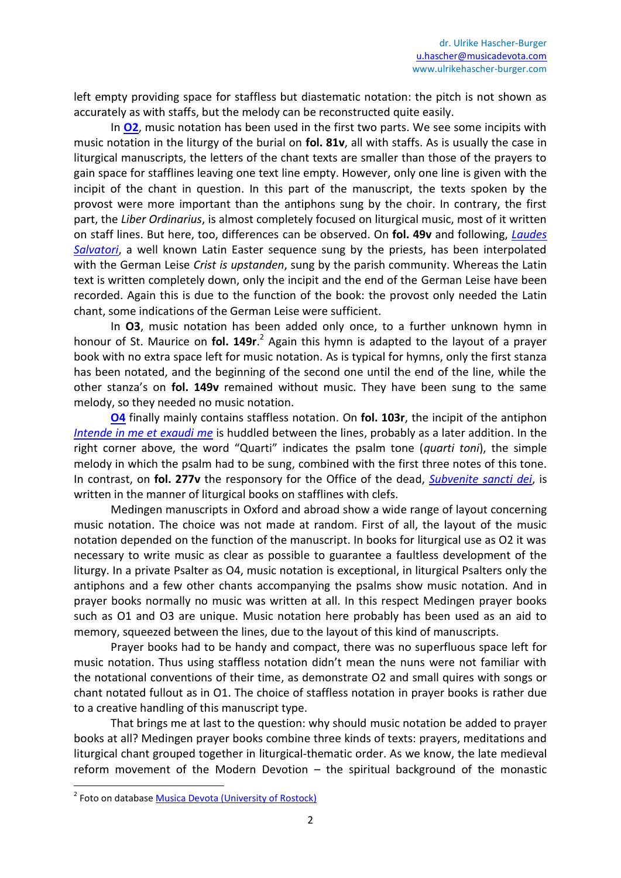left empty providing space for staffless but diastematic notation: the pitch is not shown as accurately as with staffs, but the melody can be reconstructed quite easily.

In **O2**, music notation has been used in the first two parts. We see some incipits with music notation in the liturgy of the burial on **fol. 81v**, all with staffs. As is usually the case in liturgical manuscripts, the letters of the chant texts are smaller than those of the prayers to gain space for stafflines leaving one text line empty. However, only one line is given with the incipit of the chant in question. In this part of the manuscript, the texts spoken by the provost were more important than the antiphons sung by the choir. In contrary, the first part, the *Liber Ordinarius*, is almost completely focused on liturgical music, most of it written on staff lines. But here, too, differences can be observed. On **fol. 49v** and following, *Laudes Salvatori*, a well known Latin Easter sequence sung by the priests, has been interpolated with the German Leise *Crist is upstanden*, sung by the parish community. Whereas the Latin text is written completely down, only the incipit and the end of the German Leise have been recorded. Again this is due to the function of the book: the provost only needed the Latin chant, some indications of the German Leise were sufficient.

In **O3**, music notation has been added only once, to a further unknown hymn in honour of St. Maurice on **fol. 149r**.[2] Again this hymn is adapted to the layout of a prayer book with no extra space left for music notation. As is typical for hymns, only the first stanza has been notated, and the beginning of the second one until the end of the line, while the other stanza's on **fol. 149v** remained without music. They have been sung to the same melody, so they needed no music notation.

**O4** finally mainly contains staffless notation. On **fol. 103r**, the incipit of the antiphon *Intende in me et exaudi me* is huddled between the lines, probably as a later addition. In the right corner above, the word "Quarti" indicates the psalm tone (*quarti toni*), the simple melody in which the psalm had to be sung, combined with the first three notes of this tone. In contrast, on **fol. 277v** the responsory for the Office of the dead, *Subvenite sancti dei*, is written in the manner of liturgical books on stafflines with clefs.

Medingen manuscripts in Oxford and abroad show a wide range of layout concerning music notation. The choice was not made at random. First of all, the layout of the music notation depended on the function of the manuscript. In books for liturgical use as O2 it was necessary to write music as clear as possible to guarantee a faultless development of the liturgy. In a private Psalter as O4, music notation is exceptional, in liturgical Psalters only the antiphons and a few other chants accompanying the psalms show music notation. And in prayer books normally no music was written at all. In this respect Medingen prayer books such as O1 and O3 are unique. Music notation here probably has been used as an aid to memory, squeezed between the lines, due to the layout of this kind of manuscripts.

Prayer books had to be handy and compact, there was no superfluous space left for music notation. Thus using staffless notation didn't mean the nuns were not familiar with the notational conventions of their time, as demonstrate O2 and small quires with songs or chant notated fullout as in O1. The choice of staffless notation in prayer books is rather due to a creative handling of this manuscript type.

That brings me at last to the question: why should music notation be added to prayer books at all? Medingen prayer books combine three kinds of texts: prayers, meditations and liturgical chant grouped together in liturgical-thematic order. As we know, the late medieval reform movement of the Modern Devotion – the spiritual background of the monastic

[2] Foto on database Musica Devota (University of Rostock)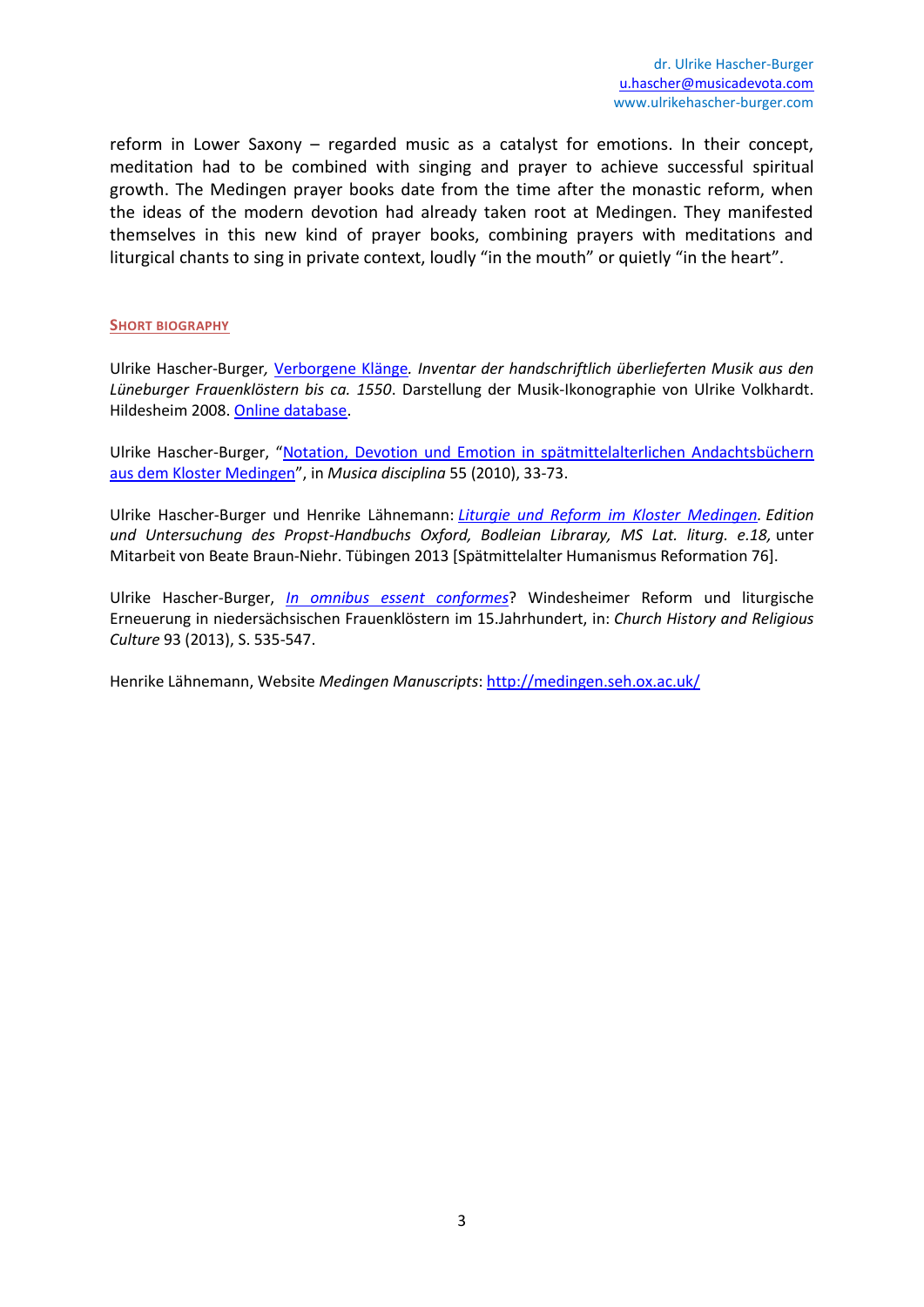reform in Lower Saxony – regarded music as a catalyst for emotions. In their concept, meditation had to be combined with singing and prayer to achieve successful spiritual growth. The Medingen prayer books date from the time after the monastic reform, when the ideas of the modern devotion had already taken root at Medingen. They manifested themselves in this new kind of prayer books, combining prayers with meditations and liturgical chants to sing in private context, loudly "in the mouth" or quietly "in the heart".

## Short biography

Ulrike Hascher-Burger, Verborgene Klänge. *Inventar der handschriftlich überlieferten Musik aus den Lüneburger Frauenklöstern bis ca. 1550*. Darstellung der Musik-Ikonographie von Ulrike Volkhardt. Hildesheim 2008. Online database.

Ulrike Hascher-Burger, "Notation, Devotion und Emotion in spätmittelalterlichen Andachtsbüchern aus dem Kloster Medingen", in *Musica disciplina* 55 (2010), 33-73.

Ulrike Hascher-Burger und Henrike Lähnemann: *Liturgie und Reform im Kloster Medingen. Edition und Untersuchung des Propst-Handbuchs Oxford, Bodleian Libraray, MS Lat. liturg. e.18,* unter Mitarbeit von Beate Braun-Niehr. Tübingen 2013 [Spätmittelalter Humanismus Reformation 76].

Ulrike Hascher-Burger, *In omnibus essent conformes*? Windesheimer Reform und liturgische Erneuerung in niedersächsischen Frauenklöstern im 15.Jahrhundert, in: *Church History and Religious Culture* 93 (2013), S. 535-547.

Henrike Lähnemann, Website *Medingen Manuscripts*: http://medingen.seh.ox.ac.uk/